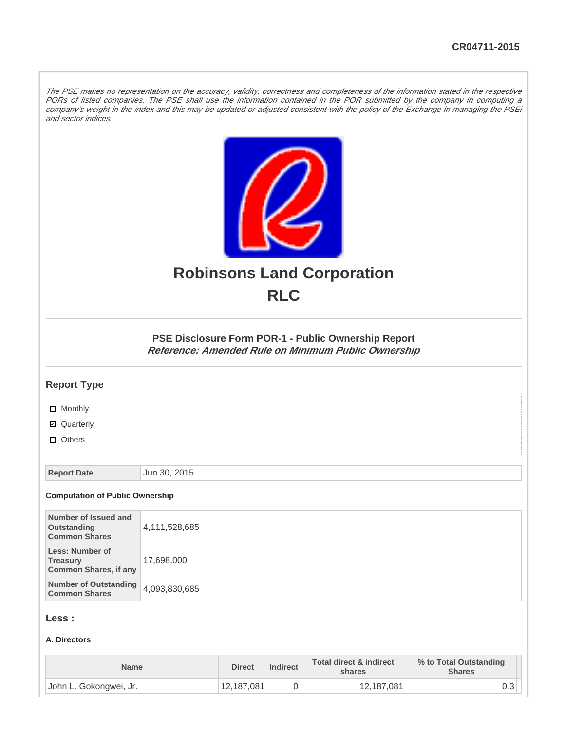CR04711-2015

*The PSE makes no representation on the accuracy, validity, correctness and completeness of the information stated in the respective PORs of listed companies. The PSE shall use the information contained in the POR submitted by the company in computing a company's weight in the index and this may be updated or adjusted consistent with the policy of the Exchange in managing the PSEi and sector indices.*

# Robinsons Land Corporation
# RLC

### PSE Disclosure Form POR-1 - Public Ownership Report
***Reference: Amended Rule on Minimum Public Ownership***

## Report Type

- ☐ Monthly
- ☑ Quarterly
- ☐ Others

| Report Date | Jun 30, 2015 |
|---|---|

### Computation of Public Ownership

| Number of Issued and Outstanding Common Shares | 4,111,528,685 |
|---|---|
| Less: Number of Treasury Common Shares, if any | 17,698,000 |
| Number of Outstanding Common Shares | 4,093,830,685 |

## Less :

### A. Directors

| Name | Direct | Indirect | Total direct & indirect shares | % to Total Outstanding Shares |
|---|---|---|---|---|
| John L. Gokongwei, Jr. | 12,187,081 | 0 | 12,187,081 | 0.3 |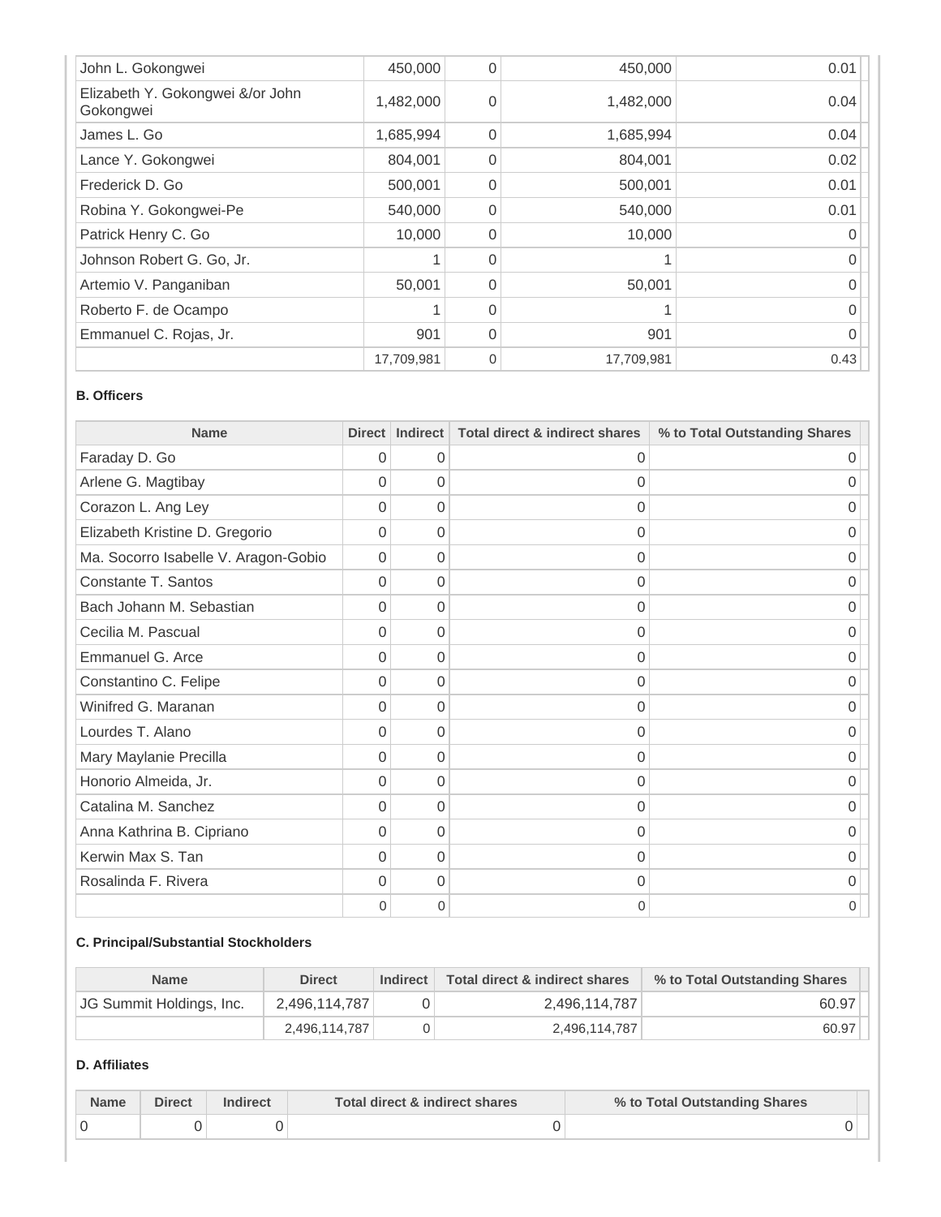| | | | | |
|---|---|---|---|---|
| John L. Gokongwei | 450,000 | 0 | 450,000 | 0.01 |
| Elizabeth Y. Gokongwei &/or John Gokongwei | 1,482,000 | 0 | 1,482,000 | 0.04 |
| James L. Go | 1,685,994 | 0 | 1,685,994 | 0.04 |
| Lance Y. Gokongwei | 804,001 | 0 | 804,001 | 0.02 |
| Frederick D. Go | 500,001 | 0 | 500,001 | 0.01 |
| Robina Y. Gokongwei-Pe | 540,000 | 0 | 540,000 | 0.01 |
| Patrick Henry C. Go | 10,000 | 0 | 10,000 | 0 |
| Johnson Robert G. Go, Jr. | 1 | 0 | 1 | 0 |
| Artemio V. Panganiban | 50,001 | 0 | 50,001 | 0 |
| Roberto F. de Ocampo | 1 | 0 | 1 | 0 |
| Emmanuel C. Rojas, Jr. | 901 | 0 | 901 | 0 |
| | 17,709,981 | 0 | 17,709,981 | 0.43 |

**B. Officers**

| Name | Direct | Indirect | Total direct & indirect shares | % to Total Outstanding Shares |
|---|---|---|---|---|
| Faraday D. Go | 0 | 0 | 0 | 0 |
| Arlene G. Magtibay | 0 | 0 | 0 | 0 |
| Corazon L. Ang Ley | 0 | 0 | 0 | 0 |
| Elizabeth Kristine D. Gregorio | 0 | 0 | 0 | 0 |
| Ma. Socorro Isabelle V. Aragon-Gobio | 0 | 0 | 0 | 0 |
| Constante T. Santos | 0 | 0 | 0 | 0 |
| Bach Johann M. Sebastian | 0 | 0 | 0 | 0 |
| Cecilia M. Pascual | 0 | 0 | 0 | 0 |
| Emmanuel G. Arce | 0 | 0 | 0 | 0 |
| Constantino C. Felipe | 0 | 0 | 0 | 0 |
| Winifred G. Maranan | 0 | 0 | 0 | 0 |
| Lourdes T. Alano | 0 | 0 | 0 | 0 |
| Mary Maylanie Precilla | 0 | 0 | 0 | 0 |
| Honorio Almeida, Jr. | 0 | 0 | 0 | 0 |
| Catalina M. Sanchez | 0 | 0 | 0 | 0 |
| Anna Kathrina B. Cipriano | 0 | 0 | 0 | 0 |
| Kerwin Max S. Tan | 0 | 0 | 0 | 0 |
| Rosalinda F. Rivera | 0 | 0 | 0 | 0 |
| | 0 | 0 | 0 | 0 |

**C. Principal/Substantial Stockholders**

| Name | Direct | Indirect | Total direct & indirect shares | % to Total Outstanding Shares |
|---|---|---|---|---|
| JG Summit Holdings, Inc. | 2,496,114,787 | 0 | 2,496,114,787 | 60.97 |
| | 2,496,114,787 | 0 | 2,496,114,787 | 60.97 |

**D. Affiliates**

| Name | Direct | Indirect | Total direct & indirect shares | % to Total Outstanding Shares |
|---|---|---|---|---|
| 0 | 0 | 0 | 0 | 0 |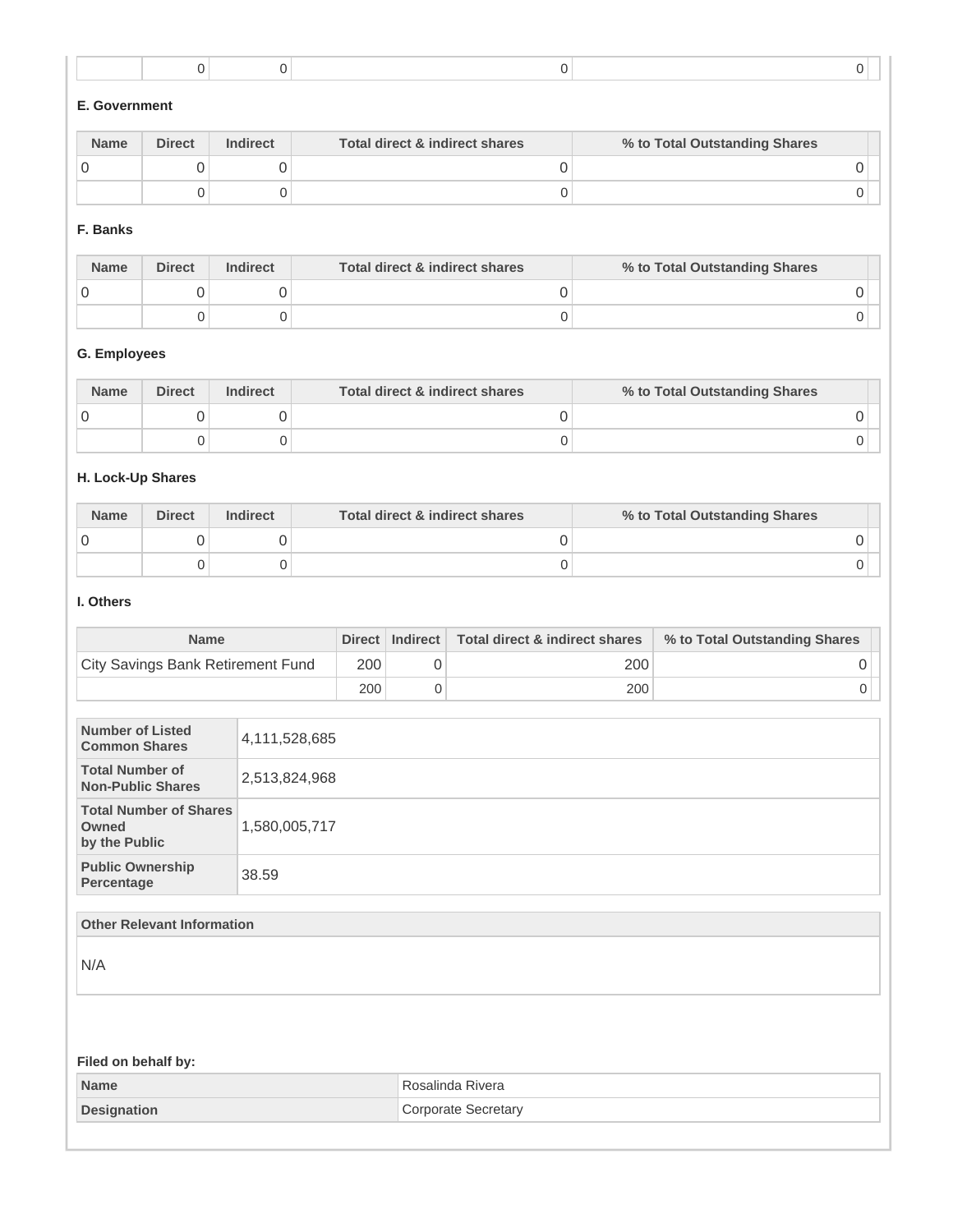| | | | | |
|---|---|---|---|---|
| | 0 | 0 | 0 | 0 |

**E. Government**

| Name | Direct | Indirect | Total direct & indirect shares | % to Total Outstanding Shares |
|---|---|---|---|---|
| 0 | 0 | 0 | 0 | 0 |
| | 0 | 0 | 0 | 0 |

**F. Banks**

| Name | Direct | Indirect | Total direct & indirect shares | % to Total Outstanding Shares |
|---|---|---|---|---|
| 0 | 0 | 0 | 0 | 0 |
| | 0 | 0 | 0 | 0 |

**G. Employees**

| Name | Direct | Indirect | Total direct & indirect shares | % to Total Outstanding Shares |
|---|---|---|---|---|
| 0 | 0 | 0 | 0 | 0 |
| | 0 | 0 | 0 | 0 |

**H. Lock-Up Shares**

| Name | Direct | Indirect | Total direct & indirect shares | % to Total Outstanding Shares |
|---|---|---|---|---|
| 0 | 0 | 0 | 0 | 0 |
| | 0 | 0 | 0 | 0 |

**I. Others**

| Name | Direct | Indirect | Total direct & indirect shares | % to Total Outstanding Shares |
|---|---|---|---|---|
| City Savings Bank Retirement Fund | 200 | 0 | 200 | 0 |
| | 200 | 0 | 200 | 0 |

| | |
|---|---|
| **Number of Listed Common Shares** | 4,111,528,685 |
| **Total Number of Non-Public Shares** | 2,513,824,968 |
| **Total Number of Shares Owned by the Public** | 1,580,005,717 |
| **Public Ownership Percentage** | 38.59 |

| Other Relevant Information |
|---|
| N/A |

**Filed on behalf by:**

| | |
|---|---|
| **Name** | Rosalinda Rivera |
| **Designation** | Corporate Secretary |